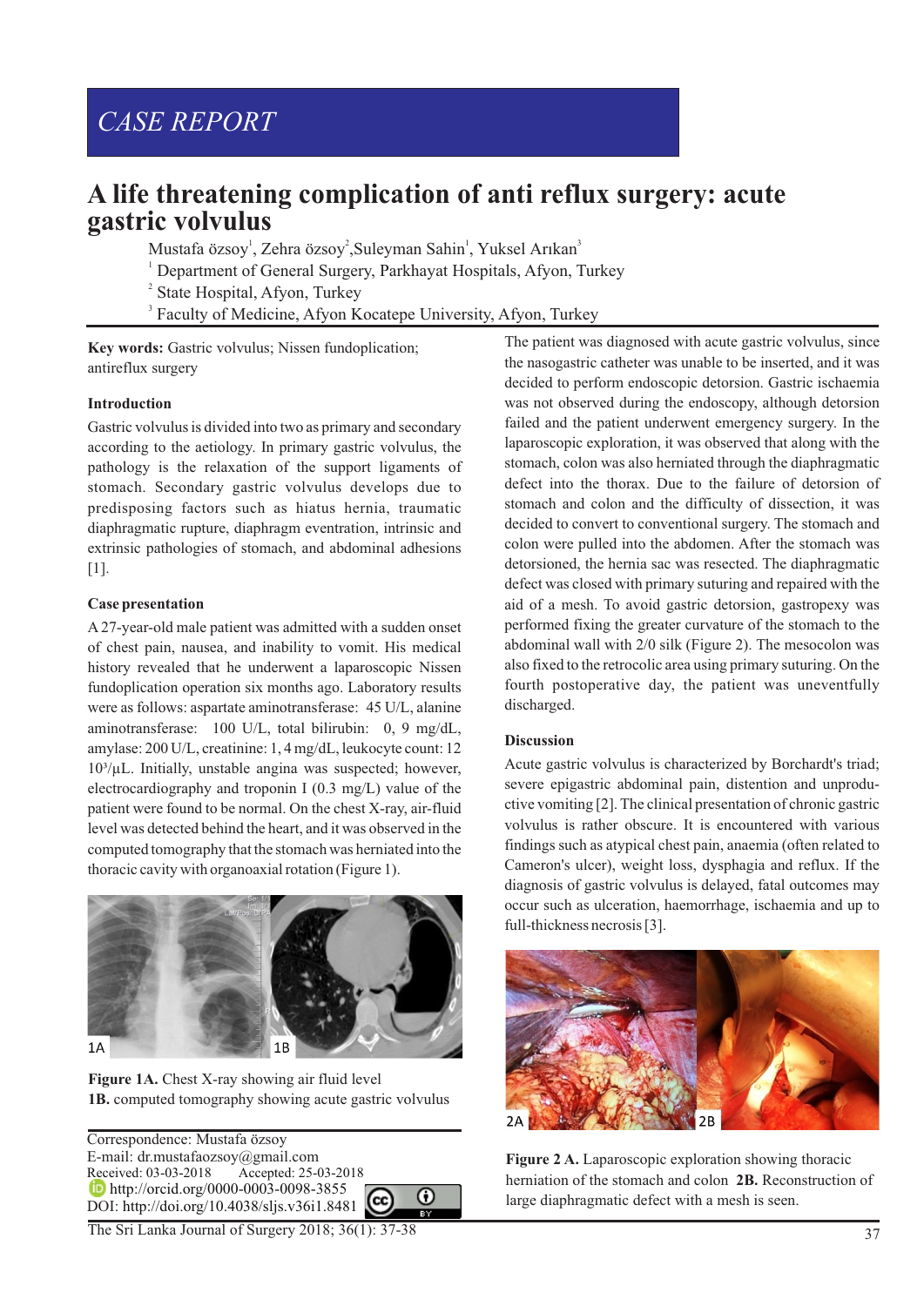CASE REPORT

# A life threatening complication of anti reflux surgery: acute gastric volvulus

Mustafa özsoy[1], Zehra özsoy[2], Suleyman Sahin[1], Yuksel Arıkan[3]

[1] Department of General Surgery, Parkhayat Hospitals, Afyon, Turkey
[2] State Hospital, Afyon, Turkey
[3] Faculty of Medicine, Afyon Kocatepe University, Afyon, Turkey

**Key words:** Gastric volvulus; Nissen fundoplication; antireflux surgery

## Introduction

Gastric volvulus is divided into two as primary and secondary according to the aetiology. In primary gastric volvulus, the pathology is the relaxation of the support ligaments of stomach. Secondary gastric volvulus develops due to predisposing factors such as hiatus hernia, traumatic diaphragmatic rupture, diaphragm eventration, intrinsic and extrinsic pathologies of stomach, and abdominal adhesions [1].

## Case presentation

A 27-year-old male patient was admitted with a sudden onset of chest pain, nausea, and inability to vomit. His medical history revealed that he underwent a laparoscopic Nissen fundoplication operation six months ago. Laboratory results were as follows: aspartate aminotransferase: 45 U/L, alanine aminotransferase: 100 U/L, total bilirubin: 0, 9 mg/dL, amylase: 200 U/L, creatinine: 1, 4 mg/dL, leukocyte count: 12 $10^3/\mu L$. Initially, unstable angina was suspected; however, electrocardiography and troponin I (0.3 mg/L) value of the patient were found to be normal. On the chest X-ray, air-fluid level was detected behind the heart, and it was observed in the computed tomography that the stomach was herniated into the thoracic cavity with organoaxial rotation (Figure 1).

**Figure 1A.** Chest X-ray showing air fluid level
**1B.** computed tomography showing acute gastric volvulus

The patient was diagnosed with acute gastric volvulus, since the nasogastric catheter was unable to be inserted, and it was decided to perform endoscopic detorsion. Gastric ischaemia was not observed during the endoscopy, although detorsion failed and the patient underwent emergency surgery. In the laparoscopic exploration, it was observed that along with the stomach, colon was also herniated through the diaphragmatic defect into the thorax. Due to the failure of detorsion of stomach and colon and the difficulty of dissection, it was decided to convert to conventional surgery. The stomach and colon were pulled into the abdomen. After the stomach was detorsioned, the hernia sac was resected. The diaphragmatic defect was closed with primary suturing and repaired with the aid of a mesh. To avoid gastric detorsion, gastropexy was performed fixing the greater curvature of the stomach to the abdominal wall with 2/0 silk (Figure 2). The mesocolon was also fixed to the retrocolic area using primary suturing. On the fourth postoperative day, the patient was uneventfully discharged.

## Discussion

Acute gastric volvulus is characterized by Borchardt's triad; severe epigastric abdominal pain, distention and unproductive vomiting [2]. The clinical presentation of chronic gastric volvulus is rather obscure. It is encountered with various findings such as atypical chest pain, anaemia (often related to Cameron's ulcer), weight loss, dysphagia and reflux. If the diagnosis of gastric volvulus is delayed, fatal outcomes may occur such as ulceration, haemorrhage, ischaemia and up to full-thickness necrosis [3].

**Figure 2 A.** Laparoscopic exploration showing thoracic herniation of the stomach and colon **2B.** Reconstruction of large diaphragmatic defect with a mesh is seen.

Correspondence: Mustafa özsoy
E-mail: dr.mustafaozsoy@gmail.com
Received: 03-03-2018 Accepted: 25-03-2018
http://orcid.org/0000-0003-0098-3855
DOI: http://doi.org/10.4038/sljs.v36i1.8481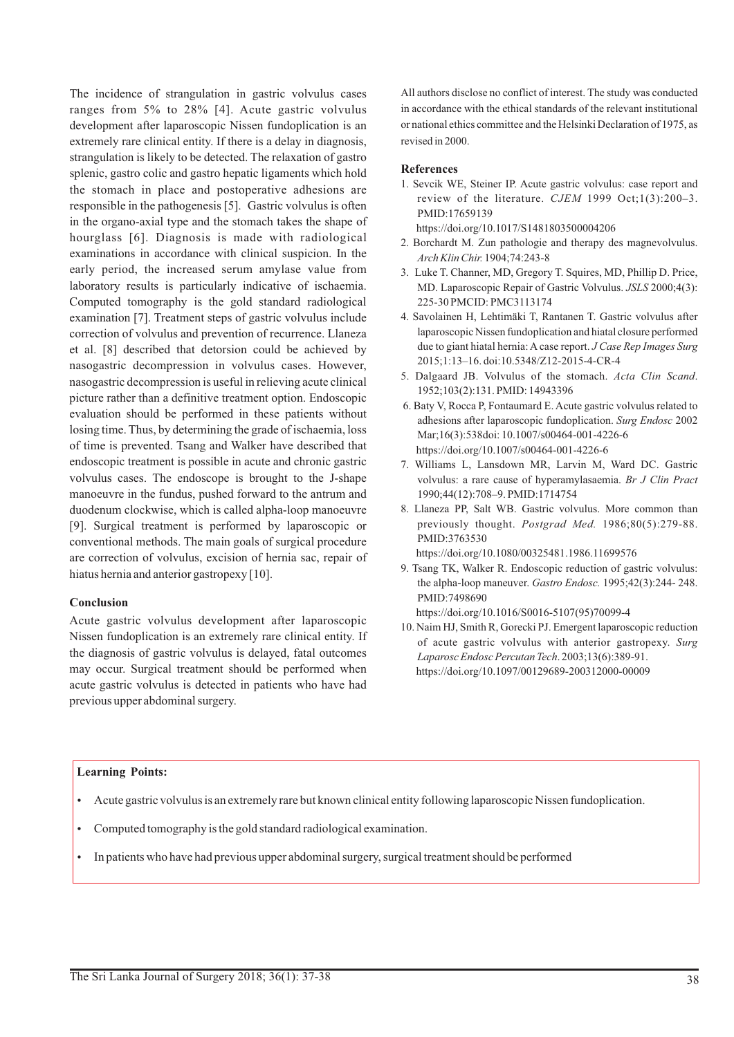The incidence of strangulation in gastric volvulus cases ranges from 5% to 28% [4]. Acute gastric volvulus development after laparoscopic Nissen fundoplication is an extremely rare clinical entity. If there is a delay in diagnosis, strangulation is likely to be detected. The relaxation of gastro splenic, gastro colic and gastro hepatic ligaments which hold the stomach in place and postoperative adhesions are responsible in the pathogenesis [5]. Gastric volvulus is often in the organo-axial type and the stomach takes the shape of hourglass [6]. Diagnosis is made with radiological examinations in accordance with clinical suspicion. In the early period, the increased serum amylase value from laboratory results is particularly indicative of ischaemia. Computed tomography is the gold standard radiological examination [7]. Treatment steps of gastric volvulus include correction of volvulus and prevention of recurrence. Llaneza et al. [8] described that detorsion could be achieved by nasogastric decompression in volvulus cases. However, nasogastric decompression is useful in relieving acute clinical picture rather than a definitive treatment option. Endoscopic evaluation should be performed in these patients without losing time. Thus, by determining the grade of ischaemia, loss of time is prevented. Tsang and Walker have described that endoscopic treatment is possible in acute and chronic gastric volvulus cases. The endoscope is brought to the J-shape manoeuvre in the fundus, pushed forward to the antrum and duodenum clockwise, which is called alpha-loop manoeuvre [9]. Surgical treatment is performed by laparoscopic or conventional methods. The main goals of surgical procedure are correction of volvulus, excision of hernia sac, repair of hiatus hernia and anterior gastropexy [10].

### Conclusion

Acute gastric volvulus development after laparoscopic Nissen fundoplication is an extremely rare clinical entity. If the diagnosis of gastric volvulus is delayed, fatal outcomes may occur. Surgical treatment should be performed when acute gastric volvulus is detected in patients who have had previous upper abdominal surgery.

All authors disclose no conflict of interest. The study was conducted in accordance with the ethical standards of the relevant institutional or national ethics committee and the Helsinki Declaration of 1975, as revised in 2000.

### References

1. Sevcik WE, Steiner IP. Acute gastric volvulus: case report and review of the literature. *CJEM* 1999 Oct;1(3):200–3. PMID:17659139 https://doi.org/10.1017/S1481803500004206
2. Borchardt M. Zun pathologie and therapy des magnevolvulus. *Arch Klin Chir.* 1904;74:243-8
3. Luke T. Channer, MD, Gregory T. Squires, MD, Phillip D. Price, MD. Laparoscopic Repair of Gastric Volvulus. *JSLS* 2000;4(3): 225-30 PMCID: PMC3113174
4. Savolainen H, Lehtimäki T, Rantanen T. Gastric volvulus after laparoscopic Nissen fundoplication and hiatal closure performed due to giant hiatal hernia: A case report. *J Case Rep Images Surg* 2015;1:13–16. doi:10.5348/Z12-2015-4-CR-4
5. Dalgaard JB. Volvulus of the stomach. *Acta Clin Scand.* 1952;103(2):131. PMID: 14943396
6. Baty V, Rocca P, Fontaumard E. Acute gastric volvulus related to adhesions after laparoscopic fundoplication. *Surg Endosc* 2002 Mar;16(3):538doi: 10.1007/s00464-001-4226-6 https://doi.org/10.1007/s00464-001-4226-6
7. Williams L, Lansdown MR, Larvin M, Ward DC. Gastric volvulus: a rare cause of hyperamylasaemia. *Br J Clin Pract* 1990;44(12):708–9. PMID:1714754
8. Llaneza PP, Salt WB. Gastric volvulus. More common than previously thought. *Postgrad Med.* 1986;80(5):279-88. PMID:3763530 https://doi.org/10.1080/00325481.1986.11699576
9. Tsang TK, Walker R. Endoscopic reduction of gastric volvulus: the alpha-loop maneuver. *Gastro Endosc.* 1995;42(3):244- 248. PMID:7498690 https://doi.org/10.1016/S0016-5107(95)70099-4
10. Naim HJ, Smith R, Gorecki PJ. Emergent laparoscopic reduction of acute gastric volvulus with anterior gastropexy. *Surg Laparosc Endosc Percutan Tech*. 2003;13(6):389-91. https://doi.org/10.1097/00129689-200312000-00009

**Learning Points:**

- Acute gastric volvulus is an extremely rare but known clinical entity following laparoscopic Nissen fundoplication.
- Computed tomography is the gold standard radiological examination.
- In patients who have had previous upper abdominal surgery, surgical treatment should be performed